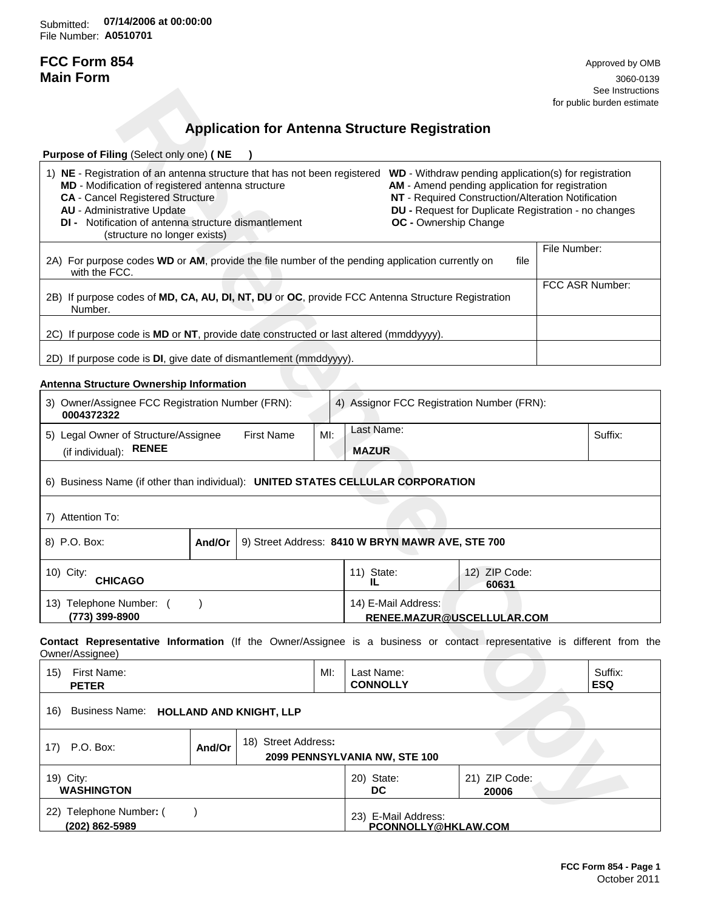Submitted: **07/14/2006 at 00:00:00**
File Number: **A0510701**

# FCC Form 854
# Main Form

Approved by OMB
3060-0139
See Instructions
for public burden estimate

## Application for Antenna Structure Registration

**Purpose of Filing** (Select only one) **( NE )**

| | |
|---|---|
| 1) **NE** - Registration of an antenna structure that has not been registered<br>**MD** - Modification of registered antenna structure<br>**CA** - Cancel Registered Structure<br>**AU** - Administrative Update<br>**DI** - Notification of antenna structure dismantlement (structure no longer exists) | **WD** - Withdraw pending application(s) for registration<br>**AM** - Amend pending application for registration<br>**NT** - Required Construction/Alteration Notification<br>**DU** - Request for Duplicate Registration - no changes<br>**OC** - Ownership Change |
| 2A) For purpose codes **WD** or **AM**, provide the file number of the pending application currently on file with the FCC. | File Number: |
| 2B) If purpose codes of **MD, CA, AU, DI, NT, DU** or **OC**, provide FCC Antenna Structure Registration Number. | FCC ASR Number: |
| 2C) If purpose code is **MD** or **NT**, provide date constructed or last altered (mmddyyyy). | |
| 2D) If purpose code is **DI**, give date of dismantlement (mmddyyyy). | |

**Antenna Structure Ownership Information**

| | | | |
|---|---|---|---|
| 3) Owner/Assignee FCC Registration Number (FRN): **0004372322** | 4) Assignor FCC Registration Number (FRN): | | |
| 5) Legal Owner of Structure/Assignee (if individual): First Name: **RENEE** | MI: | Last Name: **MAZUR** | Suffix: |
| 6) Business Name (if other than individual): **UNITED STATES CELLULAR CORPORATION** | | | |
| 7) Attention To: | | | |
| 8) P.O. Box: | And/Or | 9) Street Address: **8410 W BRYN MAWR AVE, STE 700** | |
| 10) City: **CHICAGO** | 11) State: **IL** | 12) ZIP Code: **60631** | |
| 13) Telephone Number: **(773) 399-8900** | 14) E-Mail Address: **RENEE.MAZUR@USCELLULAR.COM** | | |

**Contact Representative Information** (If the Owner/Assignee is a business or contact representative is different from the Owner/Assignee)

| | | | |
|---|---|---|---|
| 15) First Name: **PETER** | MI: | Last Name: **CONNOLLY** | Suffix: **ESQ** |
| 16) Business Name: **HOLLAND AND KNIGHT, LLP** | | | |
| 17) P.O. Box: | And/Or | 18) Street Address: **2099 PENNSYLVANIA NW, STE 100** | |
| 19) City: **WASHINGTON** | 20) State: **DC** | 21) ZIP Code: **20006** | |
| 22) Telephone Number: **(202) 862-5989** | 23) E-Mail Address: **PCONNOLLY@HKLAW.COM** | | |

**FCC Form 854 - Page 1**
October 2011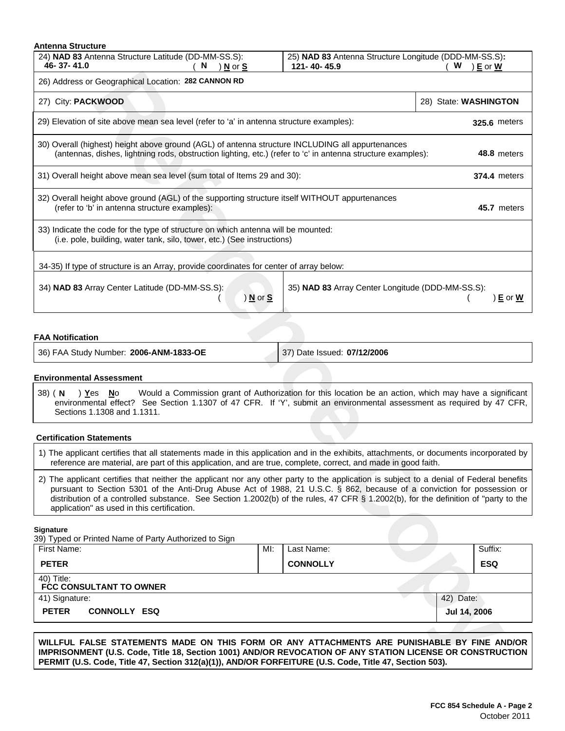**Antenna Structure**

| | |
|---|---|
| 24) **NAD 83** Antenna Structure Latitude (DD-MM-SS.S): **46- 37- 41.0** ( **N** ) N or S | 25) **NAD 83** Antenna Structure Longitude (DDD-MM-SS.S): **121- 40- 45.9** ( **W** ) E or W |
| 26) Address or Geographical Location: **282 CANNON RD** | |
| 27) City: **PACKWOOD** | 28) State: **WASHINGTON** |

29) Elevation of site above mean sea level (refer to 'a' in antenna structure examples): **325.6** meters

30) Overall (highest) height above ground (AGL) of antenna structure INCLUDING all appurtenances (antennas, dishes, lightning rods, obstruction lighting, etc.) (refer to 'c' in antenna structure examples): **48.8** meters

31) Overall height above mean sea level (sum total of Items 29 and 30): **374.4** meters

32) Overall height above ground (AGL) of the supporting structure itself WITHOUT appurtenances (refer to 'b' in antenna structure examples): **45.7** meters

33) Indicate the code for the type of structure on which antenna will be mounted: (i.e. pole, building, water tank, silo, tower, etc.) (See instructions)

34-35) If type of structure is an Array, provide coordinates for center of array below:

| | |
|---|---|
| 34) **NAD 83** Array Center Latitude (DD-MM-SS.S): ( ) N or S | 35) **NAD 83** Array Center Longitude (DDD-MM-SS.S): ( ) E or W |

**FAA Notification**

| | |
|---|---|
| 36) FAA Study Number: **2006-ANM-1833-OE** | 37) Date Issued: **07/12/2006** |

**Environmental Assessment**

38) ( **N** ) Yes No Would a Commission grant of Authorization for this location be an action, which may have a significant environmental effect? See Section 1.1307 of 47 CFR. If 'Y', submit an environmental assessment as required by 47 CFR, Sections 1.1308 and 1.1311.

**Certification Statements**

1) The applicant certifies that all statements made in this application and in the exhibits, attachments, or documents incorporated by reference are material, are part of this application, and are true, complete, correct, and made in good faith.

2) The applicant certifies that neither the applicant nor any other party to the application is subject to a denial of Federal benefits pursuant to Section 5301 of the Anti-Drug Abuse Act of 1988, 21 U.S.C. § 862, because of a conviction for possession or distribution of a controlled substance. See Section 1.2002(b) of the rules, 47 CFR § 1.2002(b), for the definition of "party to the application" as used in this certification.

**Signature**

39) Typed or Printed Name of Party Authorized to Sign

| First Name: | MI: | Last Name: | Suffix: |
|---|---|---|---|
| **PETER** | | **CONNOLLY** | **ESQ** |
| 40) Title: **FCC CONSULTANT TO OWNER** | | | |
| 41) Signature: **PETER CONNOLLY ESQ** | | | 42) Date: **Jul 14, 2006** |

**WILLFUL FALSE STATEMENTS MADE ON THIS FORM OR ANY ATTACHMENTS ARE PUNISHABLE BY FINE AND/OR IMPRISONMENT (U.S. Code, Title 18, Section 1001) AND/OR REVOCATION OF ANY STATION LICENSE OR CONSTRUCTION PERMIT (U.S. Code, Title 47, Section 312(a)(1)), AND/OR FORFEITURE (U.S. Code, Title 47, Section 503).**